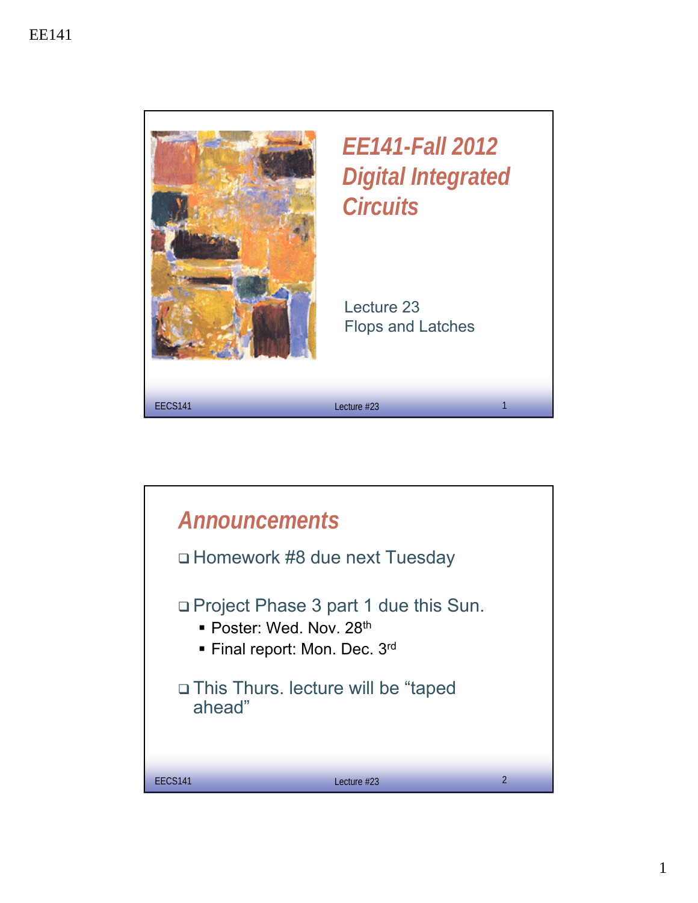# EE141-Fall 2012 Digital Integrated Circuits

Lecture 23
Flops and Latches

## Announcements

- Homework #8 due next Tuesday
- Project Phase 3 part 1 due this Sun.
  - Poster: Wed. Nov. 28th
  - Final report: Mon. Dec. 3rd
- This Thurs. lecture will be "taped ahead"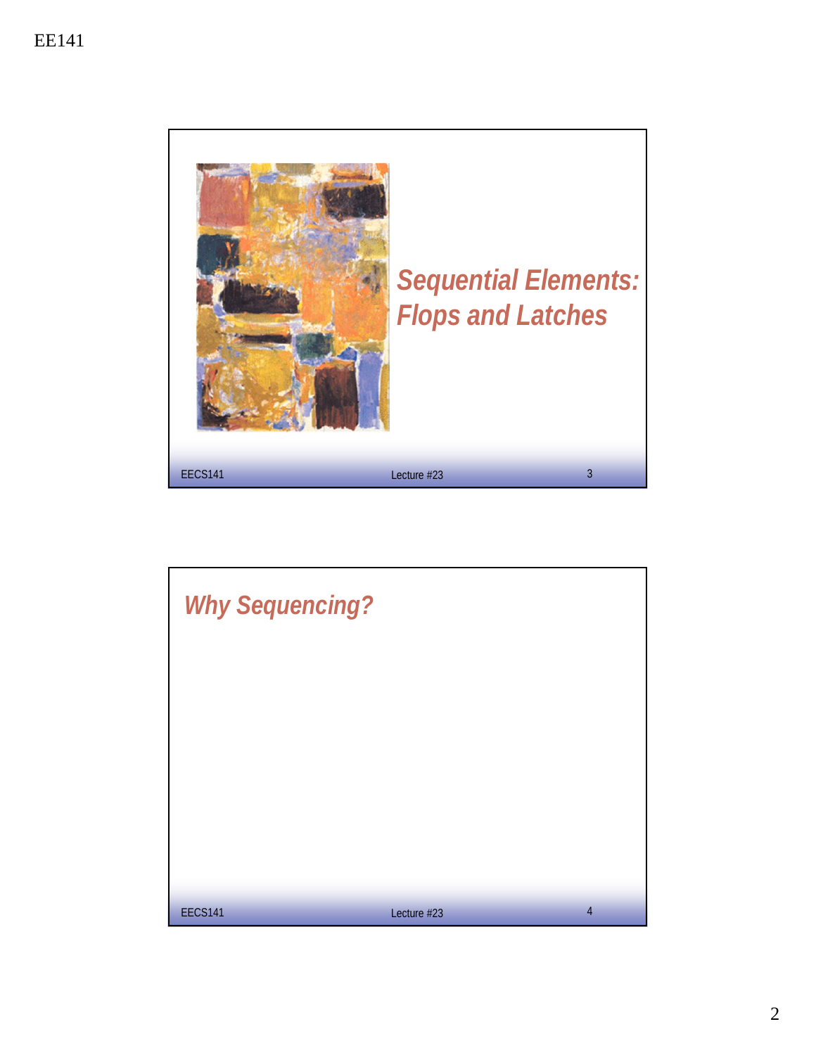## Sequential Elements: Flops and Latches

## Why Sequencing?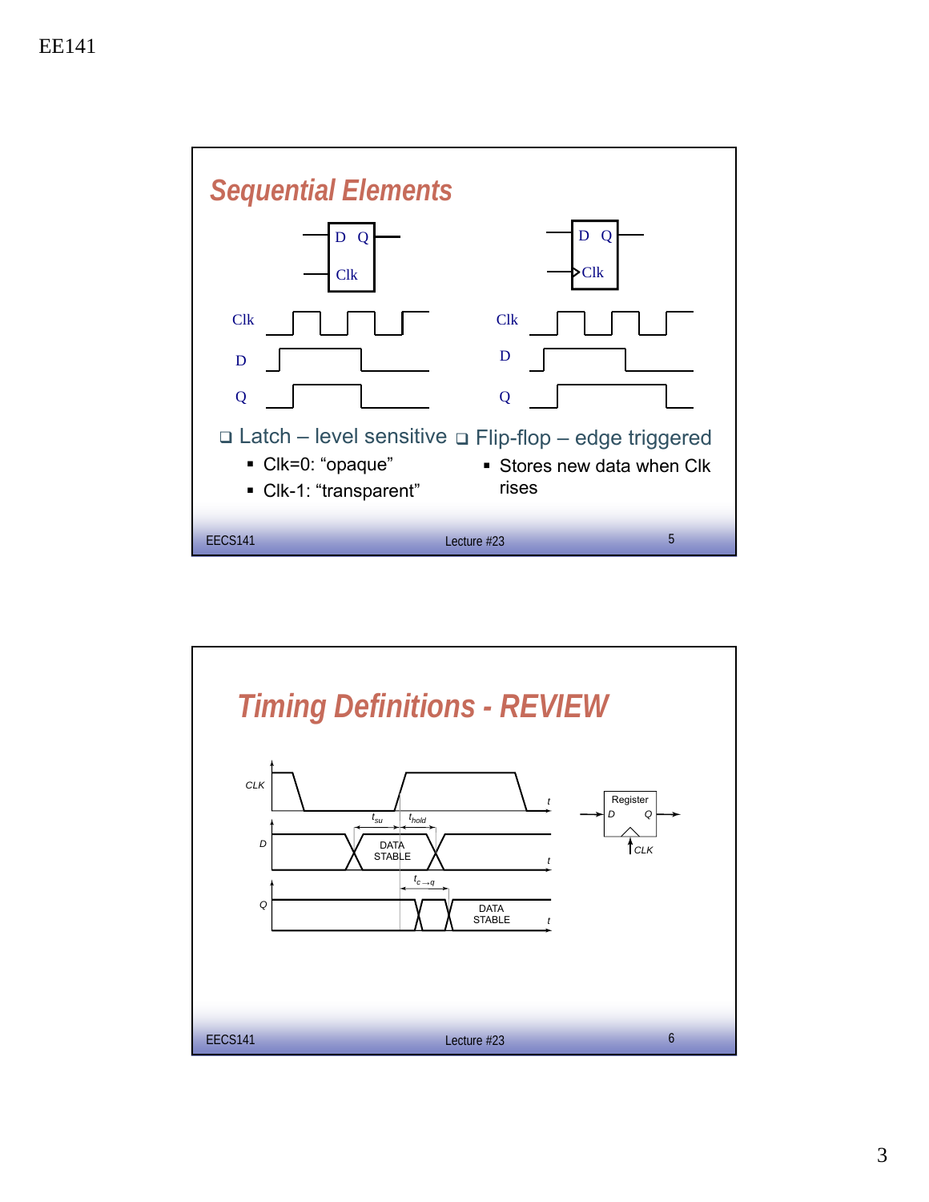## Sequential Elements

D Q
Clk

D Q
Clk

Clk
D
Q

Clk
D
Q

- Latch – level sensitive
  - Clk=0: "opaque"
  - Clk-1: "transparent"
- Flip-flop – edge triggered
  - Stores new data when Clk rises

## Timing Definitions - REVIEW

CLK
t
$t_{su}$
$t_{hold}$
D
DATA STABLE
t
$t_{c \to q}$
Q
DATA STABLE
t

Register
D Q
CLK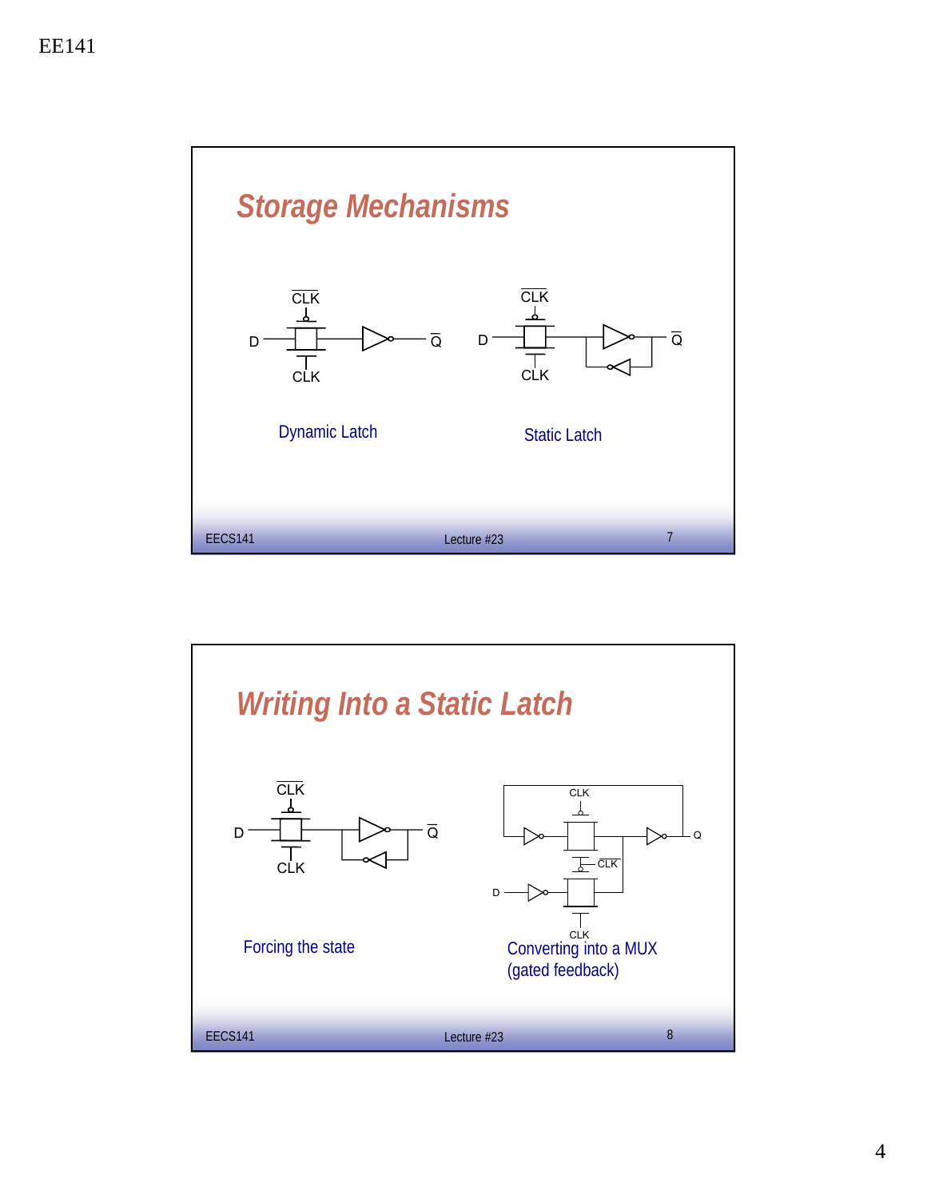## Storage Mechanisms

$\overline{\text{CLK}}$

D

CLK

$\overline{\text{Q}}$

Dynamic Latch

$\overline{\text{CLK}}$

D

CLK

$\overline{\text{Q}}$

Static Latch

## Writing Into a Static Latch

$\overline{\text{CLK}}$

D

CLK

$\overline{\text{Q}}$

Forcing the state

CLK

Q

$\overline{\text{CLK}}$

D

CLK

Converting into a MUX (gated feedback)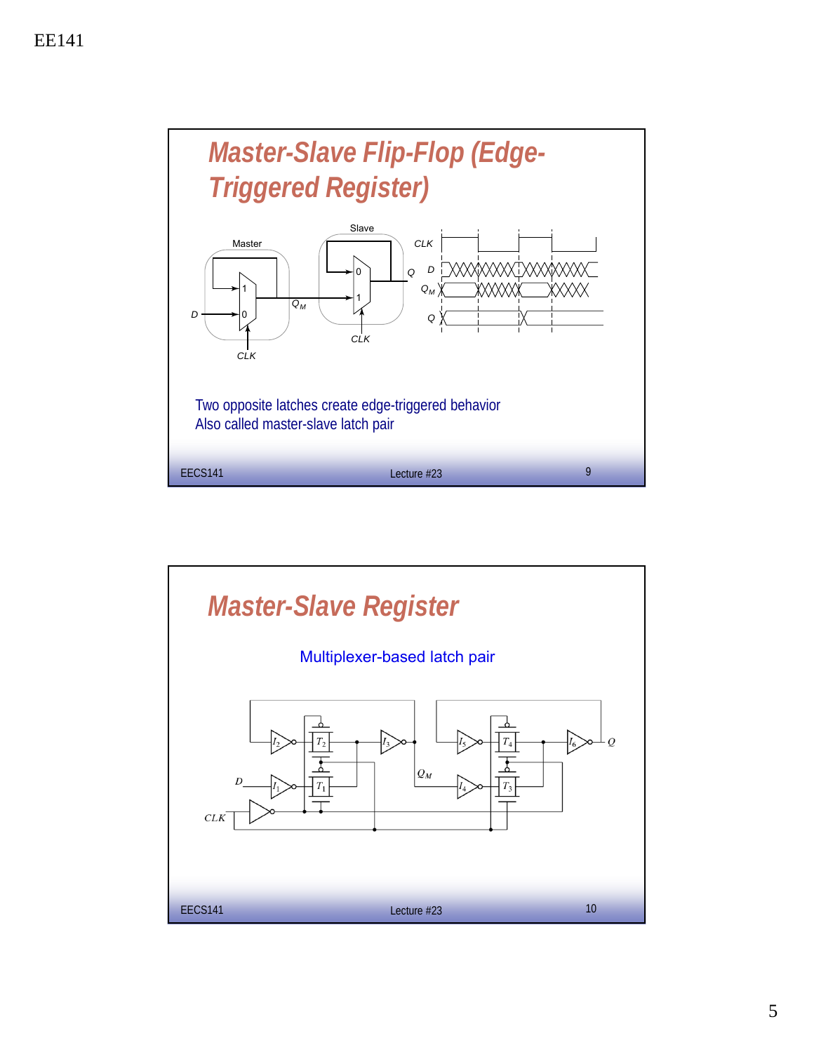## Master-Slave Flip-Flop (Edge-Triggered Register)

Master

Slave

$D$

$Q_M$

$Q$

CLK

CLK

CLK

D

$Q_M$

Q

Two opposite latches create edge-triggered behavior
Also called master-slave latch pair

## Master-Slave Register

Multiplexer-based latch pair

$I_2$ $T_2$ $I_3$ $I_5$ $T_4$ $I_6$ $Q$

$D$ $I_1$ $T_1$ $Q_M$ $I_4$ $T_3$

$CLK$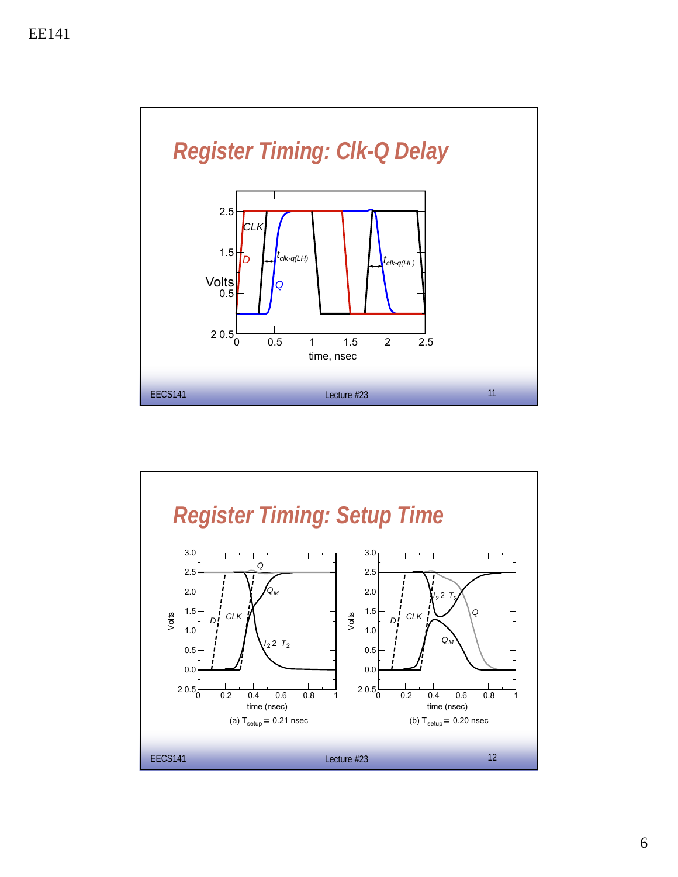## Register Timing: Clk-Q Delay

2.5
1.5
Volts
0.5
2 0.5
0
0.5
1
1.5
2
2.5
time, nsec

CLK
D
Q
$t_{clk\text{-}q(LH)}$
$t_{clk\text{-}q(HL)}$

## Register Timing: Setup Time

3.0
2.5
2.0
1.5
1.0
0.5
0.0
2 0.5
Volts
0
0.2
0.4
0.6
0.8
1
time (nsec)

Q
$Q_M$
D
CLK
$I_2$ 2 $T_2$

(a) $T_{setup}$ = 0.21 nsec

3.0
2.5
2.0
1.5
1.0
0.5
0.0
2 0.5
Volts
0
0.2
0.4
0.6
0.8
1
time (nsec)

$I_2$ 2 $T_2$
Q
D
CLK
$Q_M$

(b) $T_{setup}$ = 0.20 nsec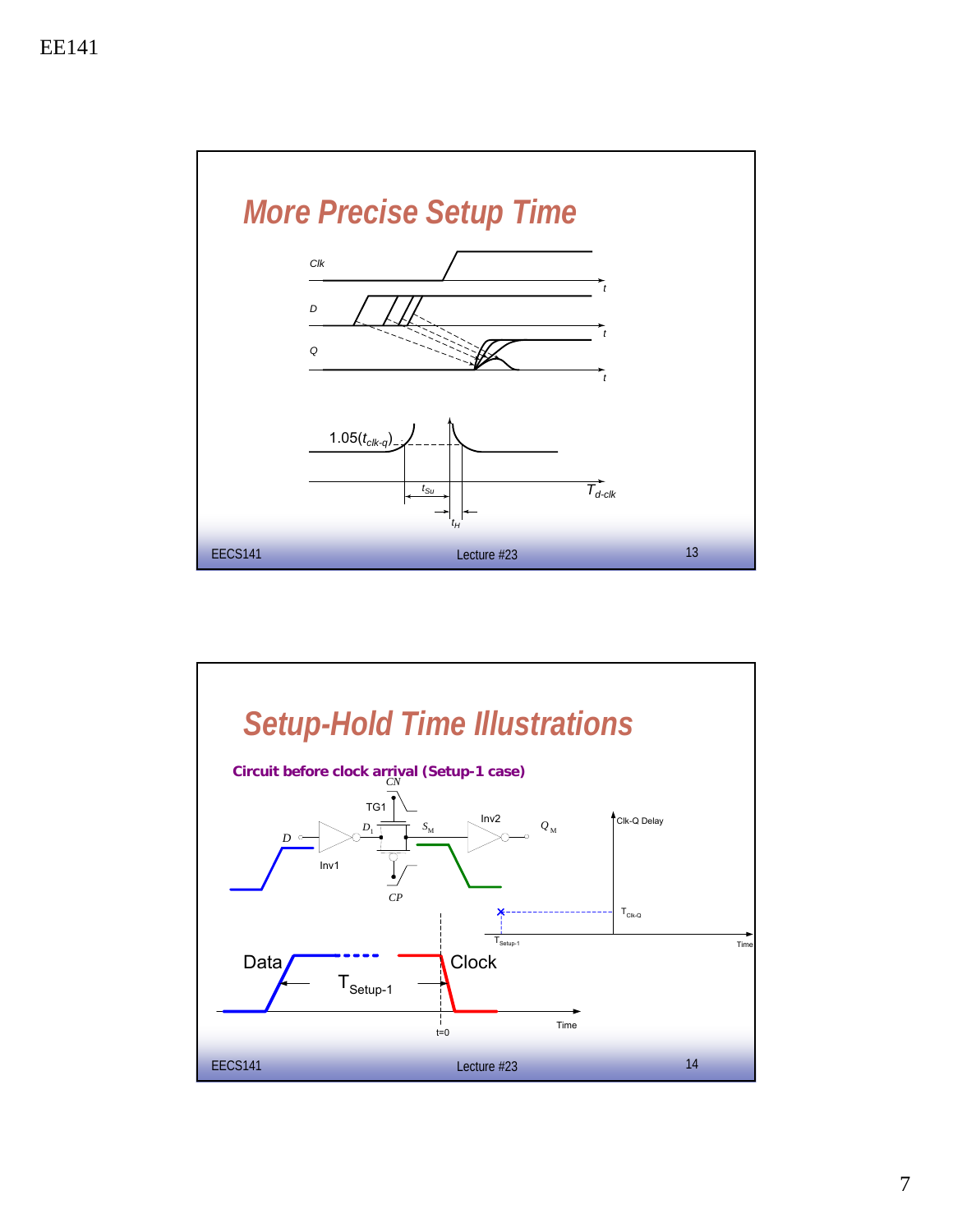## More Precise Setup Time

Clk

t

D

t

Q

t

$1.05(t_{clk\text{-}q})$

$t_{Su}$

$t_H$

$T_{d\text{-}clk}$

## Setup-Hold Time Illustrations

**Circuit before clock arrival (Setup-1 case)**

CN

TG1

D

$D_1$

$S_M$

Inv2

$Q_M$

Inv1

CP

Clk-Q Delay

$T_{Clk\text{-}Q}$

$T_{Setup\text{-}1}$

Time

Data

$T_{Setup\text{-}1}$

Clock

t=0

Time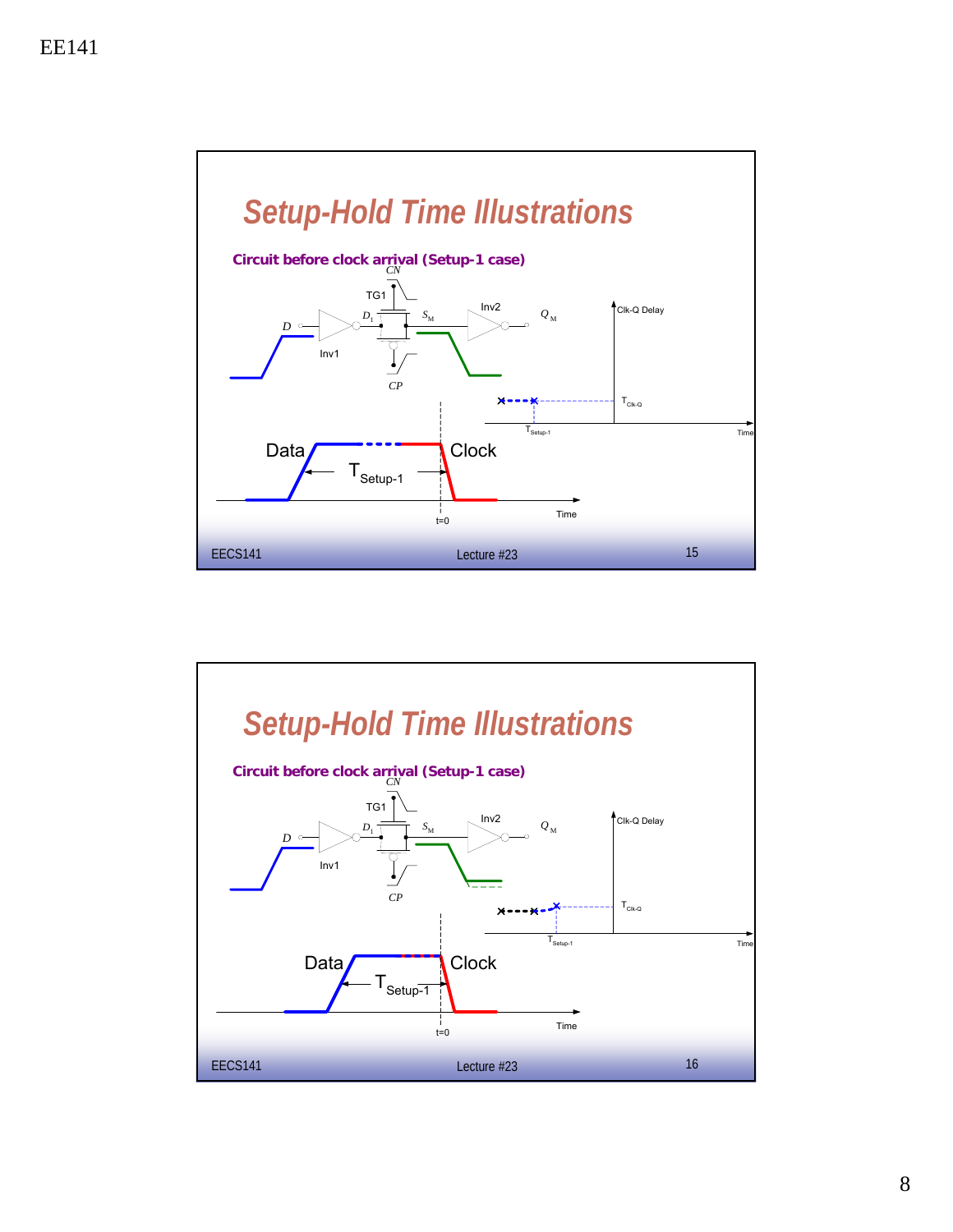## Setup-Hold Time Illustrations

**Circuit before clock arrival (Setup-1 case)**

CN

TG1

D

$D_1$

$S_M$

Inv2

$Q_M$

Inv1

CP

Clk-Q Delay

$T_{Clk-Q}$

$T_{Setup-1}$

Time

Data

Clock

$T_{Setup-1}$

t=0

Time

EECS141 Lecture #23 15

## Setup-Hold Time Illustrations

**Circuit before clock arrival (Setup-1 case)**

CN

TG1

D

$D_1$

$S_M$

Inv2

$Q_M$

Inv1

CP

Clk-Q Delay

$T_{Clk-Q}$

$T_{Setup-1}$

Time

Data

Clock

$T_{Setup-1}$

t=0

Time

EECS141 Lecture #23 16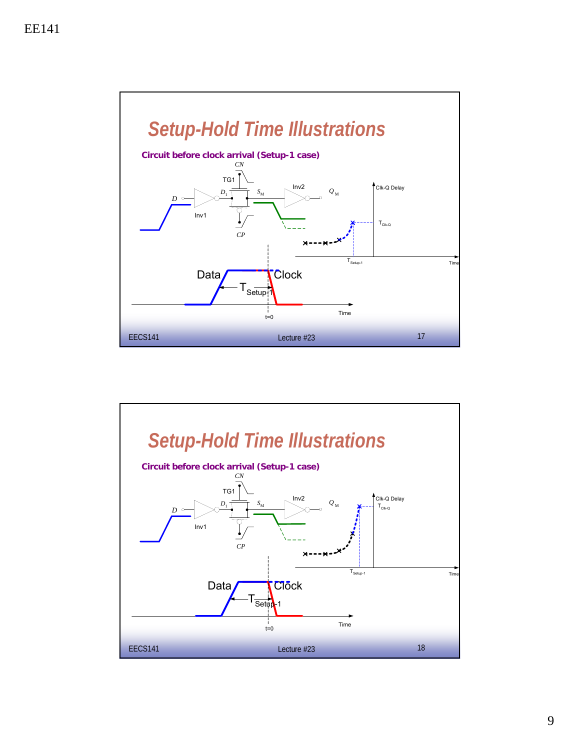## Setup-Hold Time Illustrations

**Circuit before clock arrival (Setup-1 case)**

CN

TG1

$D$

$D_1$

$S_M$

Inv2

$Q_M$

Inv1

CP

Clk-Q Delay

$T_{Clk-Q}$

$T_{Setup-1}$

Time

Data

Clock

$T_{Setup-1}$

t=0

Time

## Setup-Hold Time Illustrations

**Circuit before clock arrival (Setup-1 case)**

CN

TG1

$D$

$D_1$

$S_M$

Inv2

$Q_M$

Inv1

CP

Clk-Q Delay

$T_{Clk-Q}$

$T_{Setup-1}$

Time

Data

Clock

$T_{Setup-1}$

t=0

Time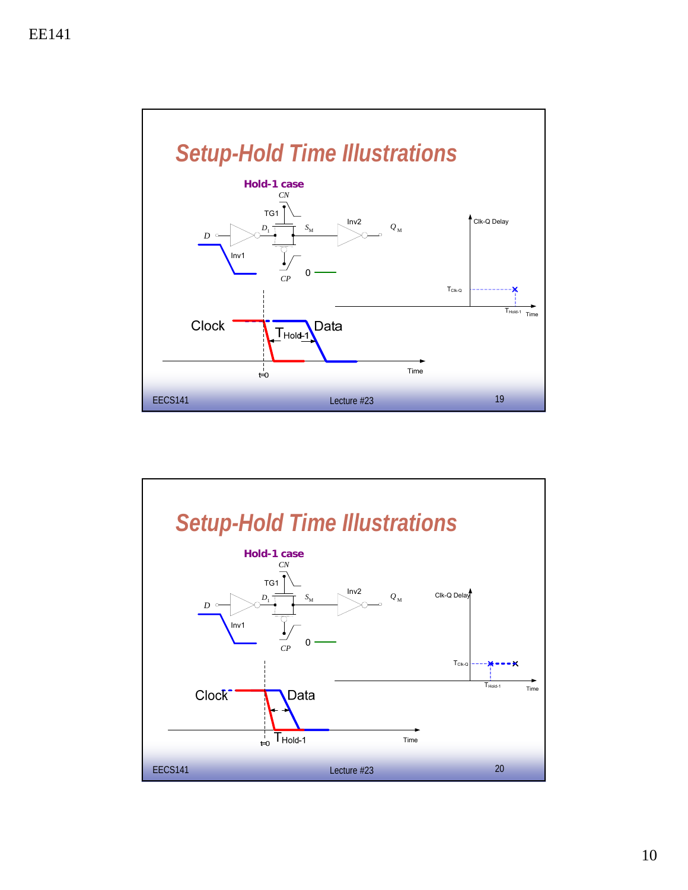# Setup-Hold Time Illustrations

**Hold-1 case**

CN

TG1

$D$

$D_1$

$S_M$

Inv1

Inv2

$Q_M$

CP

0

Clk-Q Delay

$T_{Clk-Q}$

$T_{Hold-1}$

Time

Clock

Data

$T_{Hold-1}$

t=0

Time

# Setup-Hold Time Illustrations

**Hold-1 case**

CN

TG1

$D$

$D_1$

$S_M$

Inv1

Inv2

$Q_M$

CP

0

Clk-Q Delay

$T_{Clk-Q}$

$T_{Hold-1}$

Time

Clock

Data

t=0

$T_{Hold-1}$

Time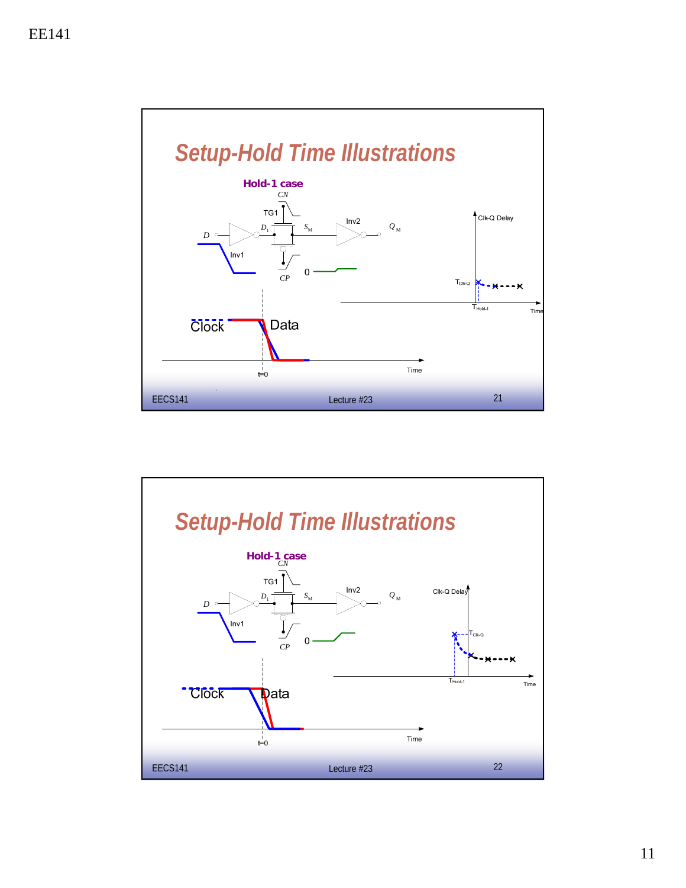## Setup-Hold Time Illustrations

**Hold-1 case**

CN

TG1

D

$D_1$

$S_M$

Inv2

$Q_M$

Inv1

CP

0

Clk-Q Delay

$T_{Clk\text{-}Q}$

$T_{Hold\text{-}1}$

Time

Clock

Data

t=0

Time

## Setup-Hold Time Illustrations

**Hold-1 case**

CN

TG1

D

$D_1$

$S_M$

Inv2

$Q_M$

Inv1

CP

0

Clk-Q Delay

$T_{Clk\text{-}Q}$

$T_{Hold\text{-}1}$

Time

Clock

Data

t=0

Time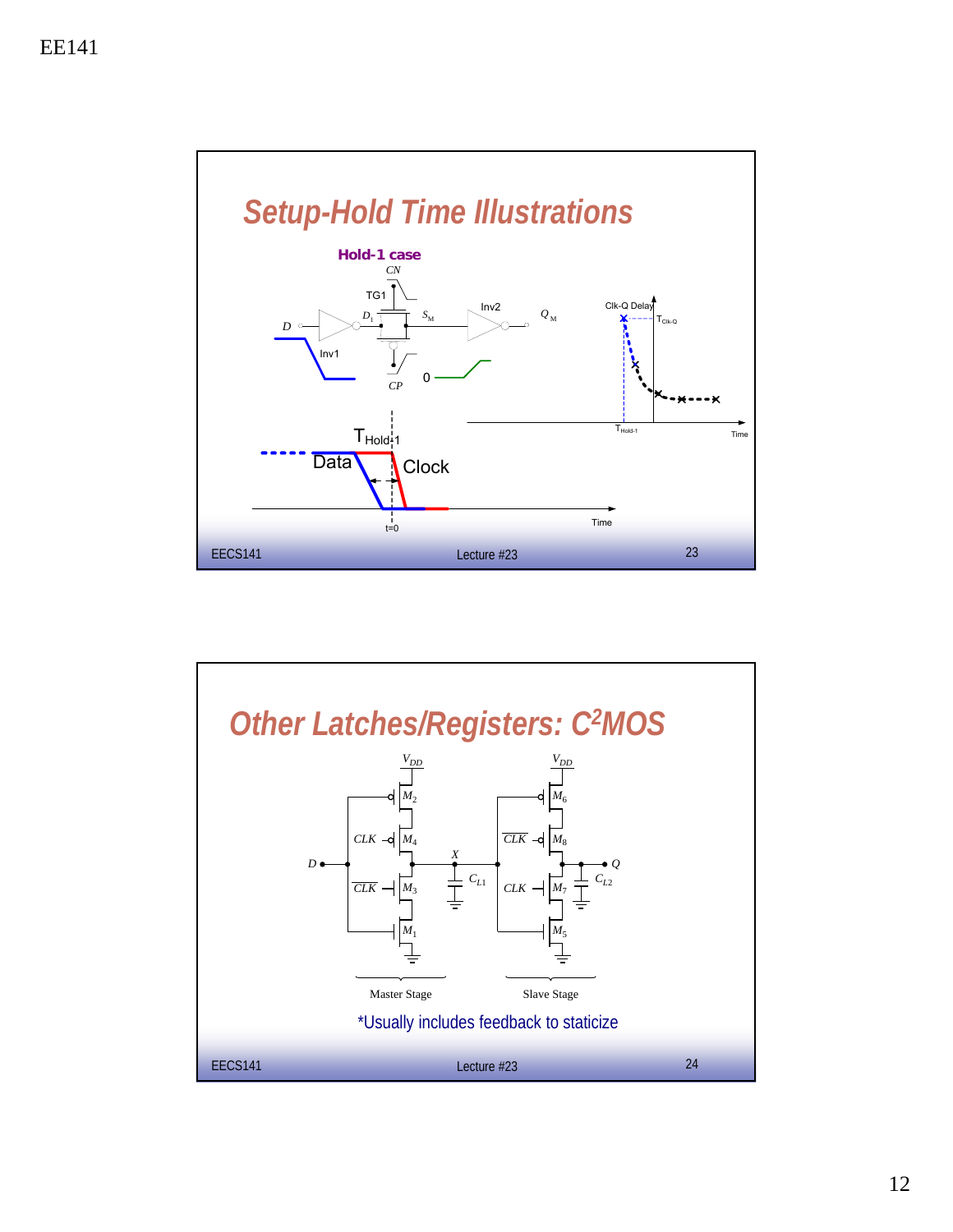## Setup-Hold Time Illustrations

**Hold-1 case**

CN

TG1

$D$

$D_1$

$S_M$

Inv2

$Q_M$

Inv1

CP

0

Clk-Q Delay

$T_{Clk\text{-}Q}$

$T_{Hold\text{-}1}$

Time

$T_{Hold\text{-}1}$

Data

Clock

t=0

Time

## Other Latches/Registers: C²MOS

$V_{DD}$

$V_{DD}$

$M_2$

$M_6$

$CLK$ $M_4$

$\overline{CLK}$ $M_8$

$D$

$X$

$Q$

$\overline{CLK}$ $M_3$

$C_{L1}$

$CLK$ $M_7$

$C_{L2}$

$M_1$

$M_5$

Master Stage

Slave Stage

*Usually includes feedback to staticize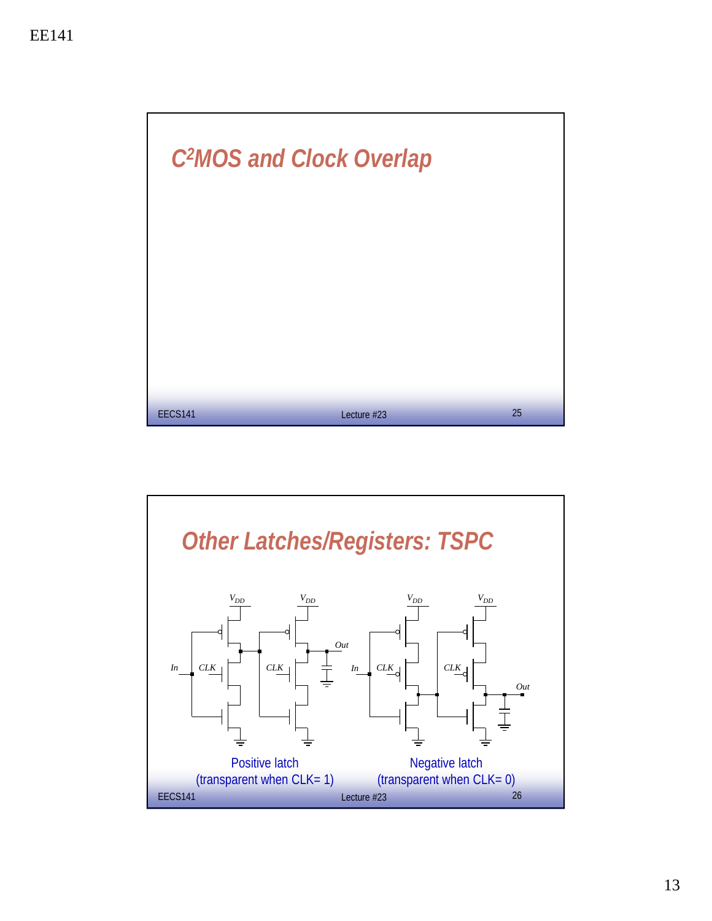## $C^2MOS$ and Clock Overlap

## Other Latches/Registers: TSPC

$V_{DD}$ $V_{DD}$ $V_{DD}$ $V_{DD}$

Out

In CLK CLK

In CLK CLK

Out

Positive latch
(transparent when CLK= 1)

Negative latch
(transparent when CLK= 0)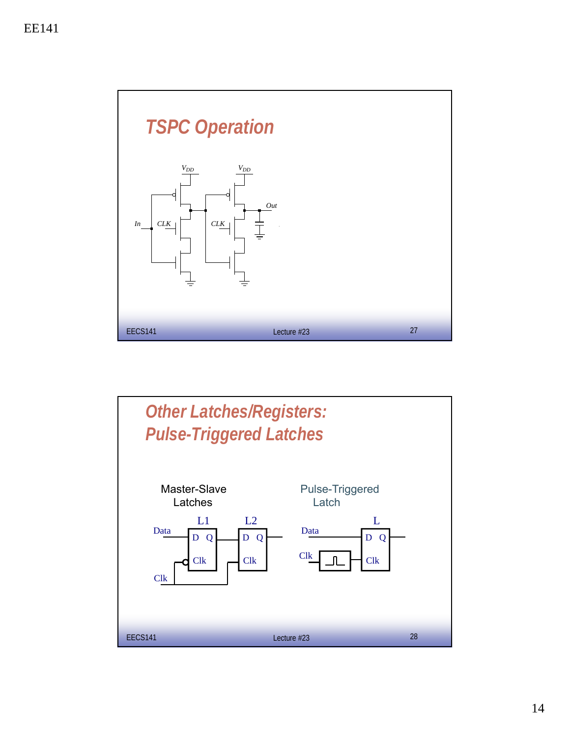## TSPC Operation

$V_{DD}$

$V_{DD}$

Out

In

CLK

CLK

## Other Latches/Registers: Pulse-Triggered Latches

Master-Slave Latches

Pulse-Triggered Latch

L1

L2

L

Data

D Q

D Q

Clk

Clk

Clk

Data

D Q

Clk

Clk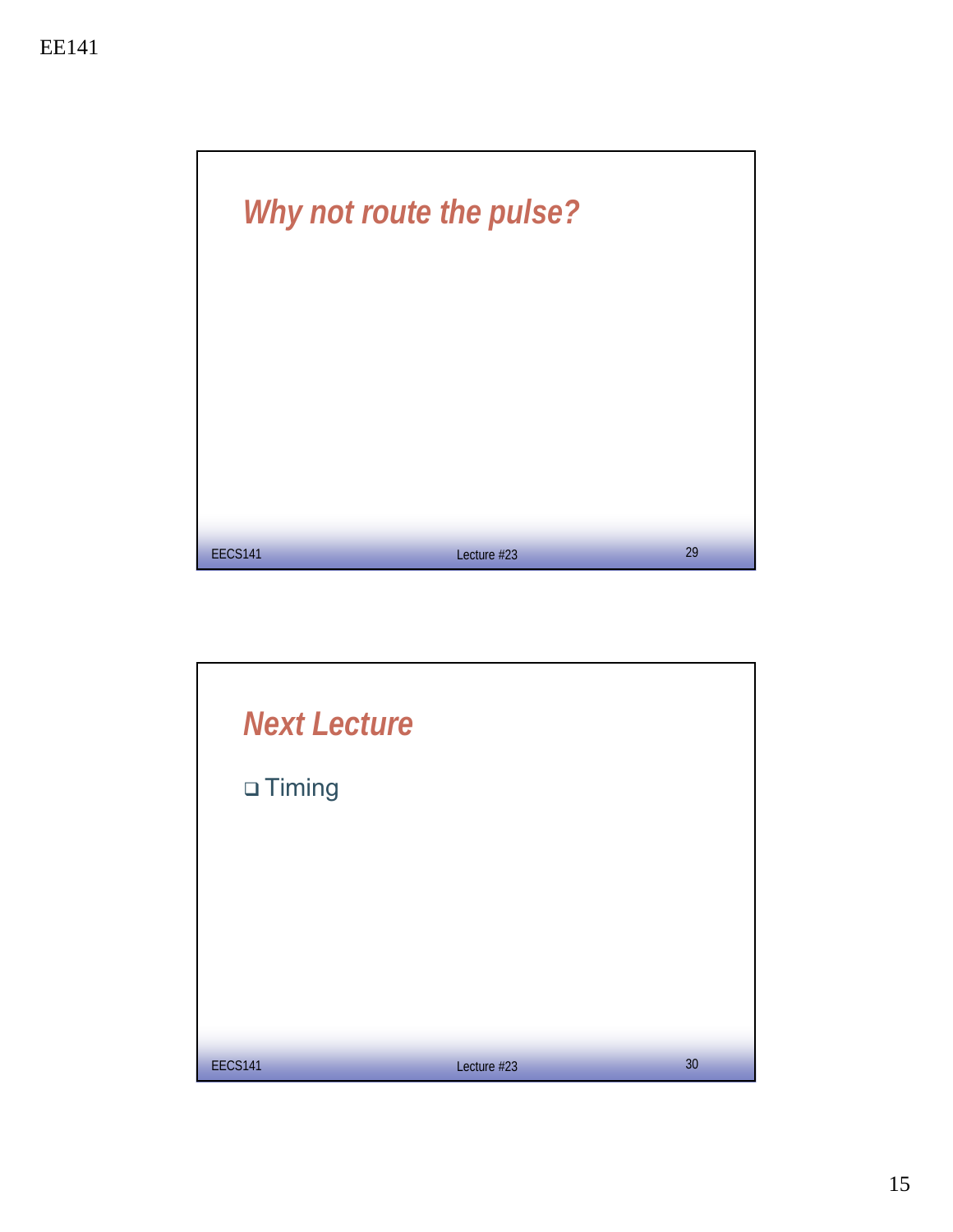## Why not route the pulse?

## Next Lecture

- Timing